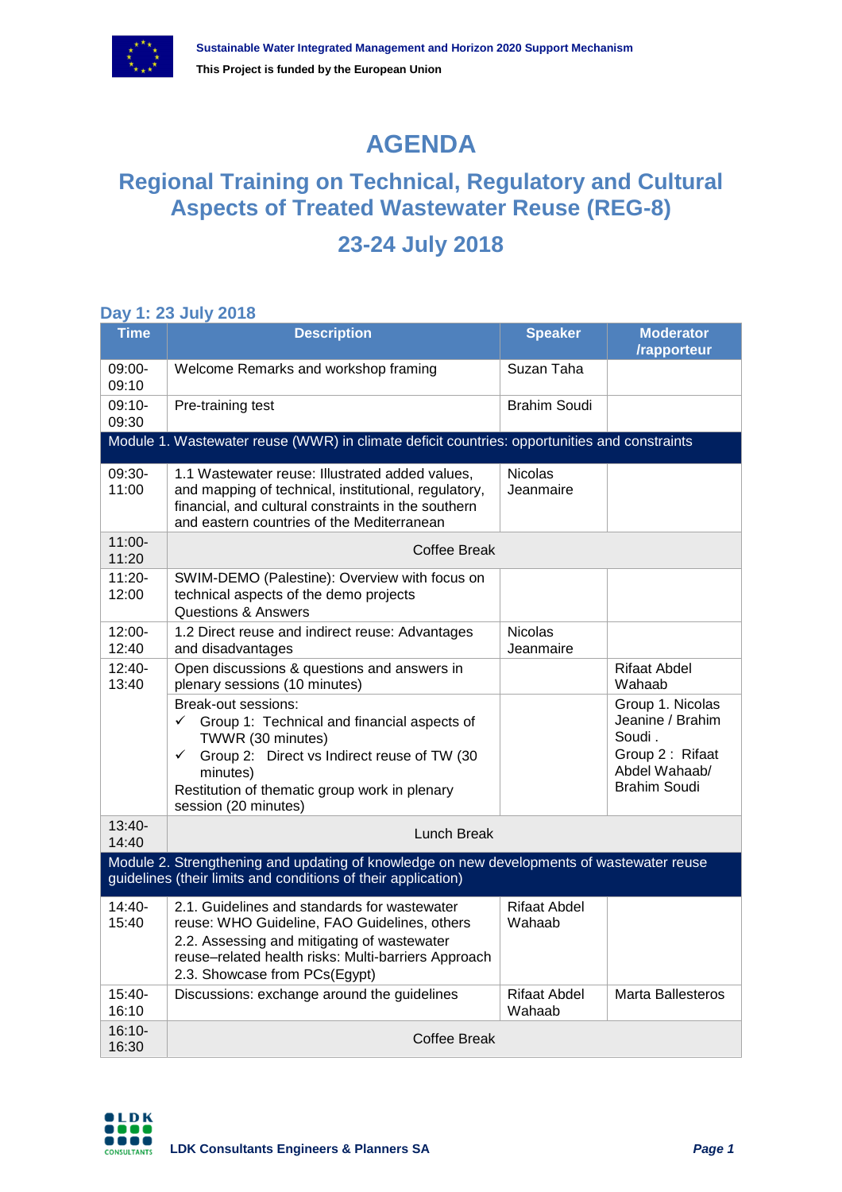# AGENDA

## Regional Training on Technical, Regulatory and Cultural Aspects of Treated Wastewater Reuse (REG-8)

## 23-24 July 2018

### Day 1: 23 July 2018

| Time | Description | Speaker | Moderator /rapporteur |
|---|---|---|---|
| 09:00-09:10 | Welcome Remarks and workshop framing | Suzan Taha | |
| 09:10-09:30 | Pre-training test | Brahim Soudi | |
| **Module 1. Wastewater reuse (WWR) in climate deficit countries: opportunities and constraints** | | | |
| 09:30-11:00 | 1.1 Wastewater reuse: Illustrated added values, and mapping of technical, institutional, regulatory, financial, and cultural constraints in the southern and eastern countries of the Mediterranean | Nicolas Jeanmaire | |
| 11:00-11:20 | Coffee Break | | |
| 11:20-12:00 | SWIM-DEMO (Palestine): Overview with focus on technical aspects of the demo projects<br>Questions & Answers | | |
| 12:00-12:40 | 1.2 Direct reuse and indirect reuse: Advantages and disadvantages | Nicolas Jeanmaire | |
| 12:40-13:40 | Open discussions & questions and answers in plenary sessions (10 minutes) | | Rifaat Abdel Wahaab |
| | Break-out sessions:<br>✓ Group 1: Technical and financial aspects of TWWR (30 minutes)<br>✓ Group 2: Direct vs Indirect reuse of TW (30 minutes)<br>Restitution of thematic group work in plenary session (20 minutes) | | Group 1. Nicolas Jeanine / Brahim Soudi .<br>Group 2 : Rifaat Abdel Wahaab/ Brahim Soudi |
| 13:40-14:40 | Lunch Break | | |
| **Module 2. Strengthening and updating of knowledge on new developments of wastewater reuse guidelines (their limits and conditions of their application)** | | | |
| 14:40-15:40 | 2.1. Guidelines and standards for wastewater reuse: WHO Guideline, FAO Guidelines, others<br>2.2. Assessing and mitigating of wastewater reuse–related health risks: Multi-barriers Approach<br>2.3. Showcase from PCs(Egypt) | Rifaat Abdel Wahaab | |
| 15:40-16:10 | Discussions: exchange around the guidelines | Rifaat Abdel Wahaab | Marta Ballesteros |
| 16:10-16:30 | Coffee Break | | |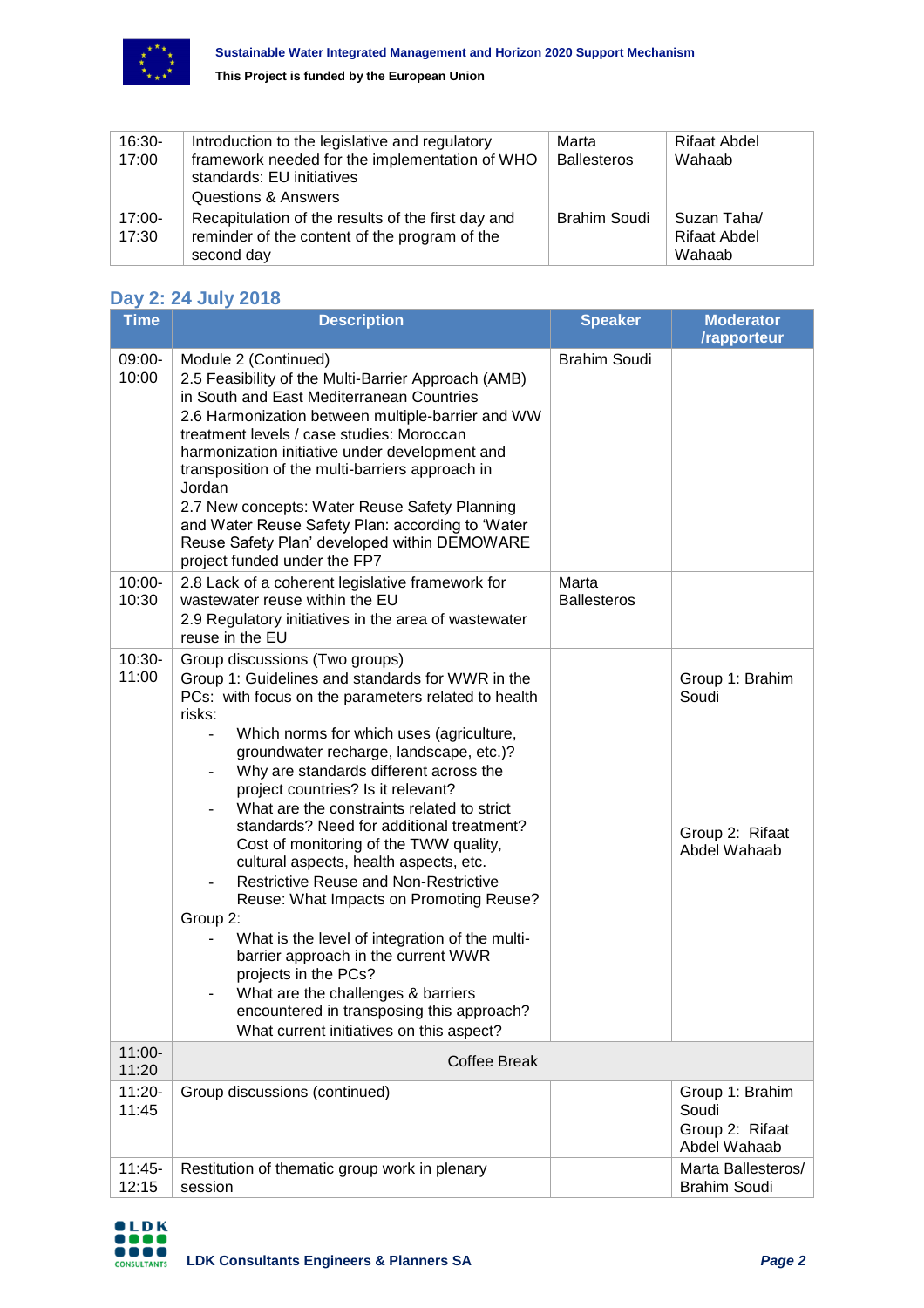| 16:30-17:00 | Introduction to the legislative and regulatory framework needed for the implementation of WHO standards: EU initiatives<br>Questions & Answers | Marta Ballesteros | Rifaat Abdel Wahaab |
|---|---|---|---|
| 17:00-17:30 | Recapitulation of the results of the first day and reminder of the content of the program of the second day | Brahim Soudi | Suzan Taha/ Rifaat Abdel Wahaab |

## Day 2: 24 July 2018

| Time | Description | Speaker | Moderator /rapporteur |
|---|---|---|---|
| 09:00-10:00 | Module 2 (Continued)<br>2.5 Feasibility of the Multi-Barrier Approach (AMB) in South and East Mediterranean Countries<br>2.6 Harmonization between multiple-barrier and WW treatment levels / case studies: Moroccan harmonization initiative under development and transposition of the multi-barriers approach in Jordan<br>2.7 New concepts: Water Reuse Safety Planning and Water Reuse Safety Plan: according to 'Water Reuse Safety Plan' developed within DEMOWARE project funded under the FP7 | Brahim Soudi | |
| 10:00-10:30 | 2.8 Lack of a coherent legislative framework for wastewater reuse within the EU<br>2.9 Regulatory initiatives in the area of wastewater reuse in the EU | Marta Ballesteros | |
| 10:30-11:00 | Group discussions (Two groups)<br>Group 1: Guidelines and standards for WWR in the PCs: with focus on the parameters related to health risks:<br>- Which norms for which uses (agriculture, groundwater recharge, landscape, etc.)?<br>- Why are standards different across the project countries? Is it relevant?<br>- What are the constraints related to strict standards? Need for additional treatment? Cost of monitoring of the TWW quality, cultural aspects, health aspects, etc.<br>- Restrictive Reuse and Non-Restrictive Reuse: What Impacts on Promoting Reuse?<br>Group 2:<br>- What is the level of integration of the multi-barrier approach in the current WWR projects in the PCs?<br>- What are the challenges & barriers encountered in transposing this approach? What current initiatives on this aspect? | | Group 1: Brahim Soudi<br><br>Group 2: Rifaat Abdel Wahaab |
| 11:00-11:20 | Coffee Break | | |
| 11:20-11:45 | Group discussions (continued) | | Group 1: Brahim Soudi<br>Group 2: Rifaat Abdel Wahaab |
| 11:45-12:15 | Restitution of thematic group work in plenary session | | Marta Ballesteros/ Brahim Soudi |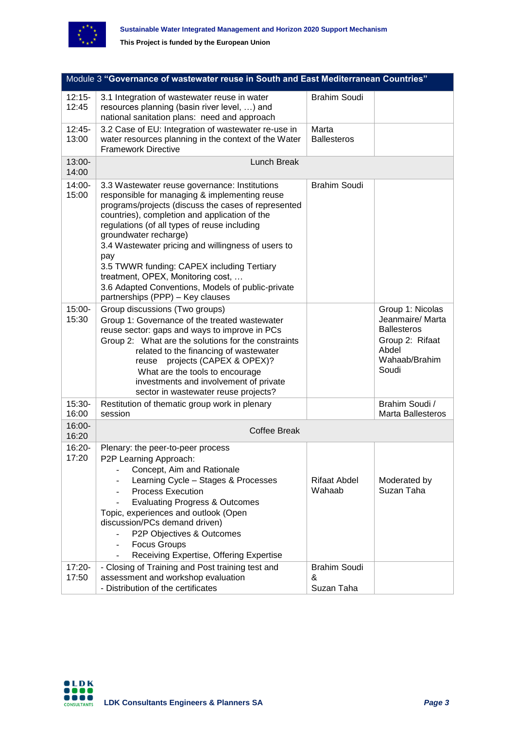| Module 3 **"Governance of wastewater reuse in South and East Mediterranean Countries"** | | | |
|---|---|---|---|
| 12:15-12:45 | 3.1 Integration of wastewater reuse in water resources planning (basin river level, …) and national sanitation plans: need and approach | Brahim Soudi | |
| 12:45-13:00 | 3.2 Case of EU: Integration of wastewater re-use in water resources planning in the context of the Water Framework Directive | Marta Ballesteros | |
| 13:00-14:00 | Lunch Break | | |
| 14:00-15:00 | 3.3 Wastewater reuse governance: Institutions responsible for managing & implementing reuse programs/projects (discuss the cases of represented countries), completion and application of the regulations (of all types of reuse including groundwater recharge)<br>3.4 Wastewater pricing and willingness of users to pay<br>3.5 TWWR funding: CAPEX including Tertiary treatment, OPEX, Monitoring cost, …<br>3.6 Adapted Conventions, Models of public-private partnerships (PPP) – Key clauses | Brahim Soudi | |
| 15:00-15:30 | Group discussions (Two groups)<br>Group 1: Governance of the treated wastewater reuse sector: gaps and ways to improve in PCs<br>Group 2: What are the solutions for the constraints related to the financing of wastewater reuse projects (CAPEX & OPEX)? What are the tools to encourage investments and involvement of private sector in wastewater reuse projects? | | Group 1: Nicolas Jeanmaire/ Marta Ballesteros<br>Group 2: Rifaat Abdel Wahaab/Brahim Soudi |
| 15:30-16:00 | Restitution of thematic group work in plenary session | | Brahim Soudi / Marta Ballesteros |
| 16:00-16:20 | Coffee Break | | |
| 16:20-17:20 | Plenary: the peer-to-peer process<br>P2P Learning Approach:<br>- Concept, Aim and Rationale<br>- Learning Cycle – Stages & Processes<br>- Process Execution<br>- Evaluating Progress & Outcomes<br>Topic, experiences and outlook (Open discussion/PCs demand driven)<br>- P2P Objectives & Outcomes<br>- Focus Groups<br>- Receiving Expertise, Offering Expertise | Rifaat Abdel Wahaab | Moderated by Suzan Taha |
| 17:20-17:50 | - Closing of Training and Post training test and assessment and workshop evaluation<br>- Distribution of the certificates | Brahim Soudi & Suzan Taha | |